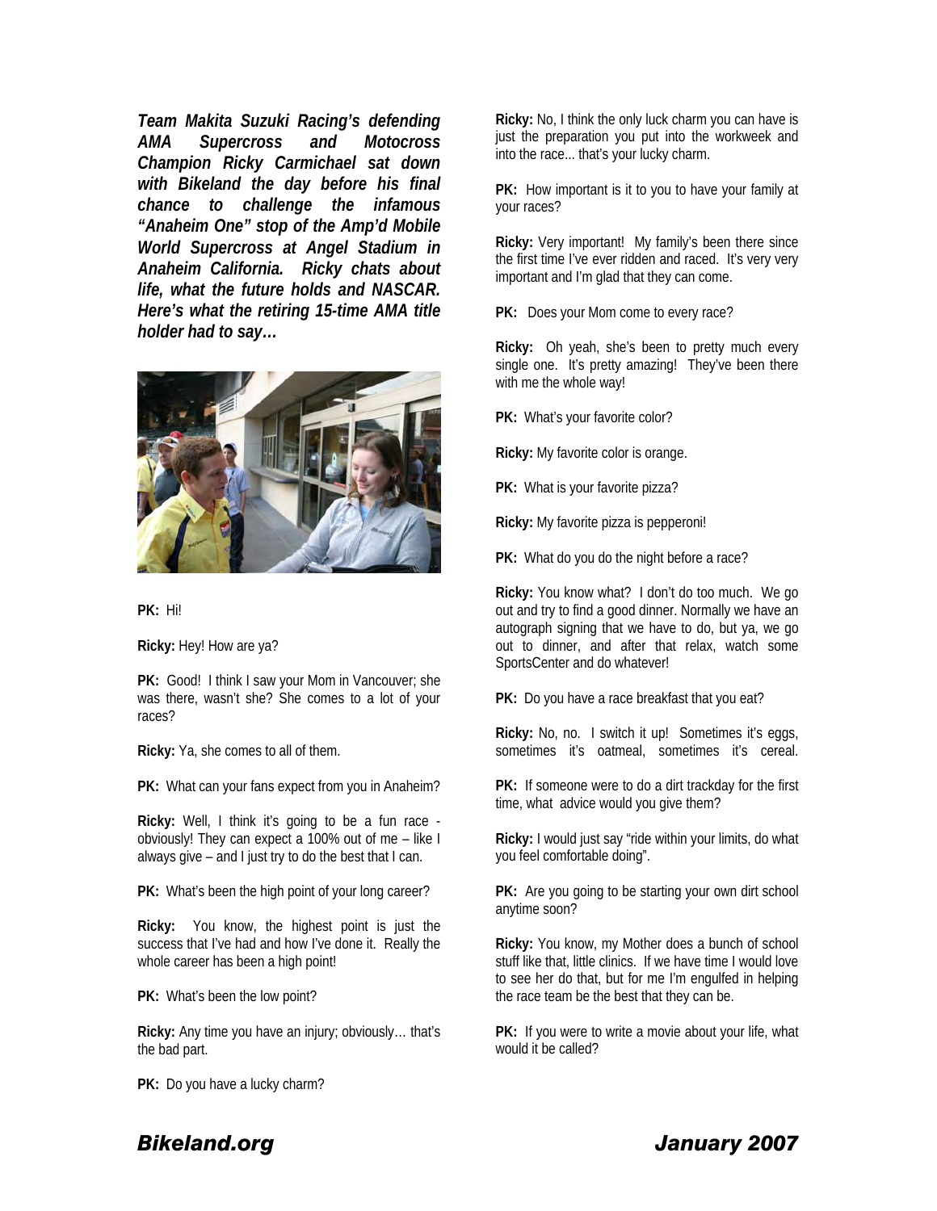***Team Makita Suzuki Racing's defending AMA Supercross and Motocross Champion Ricky Carmichael sat down with Bikeland the day before his final chance to challenge the infamous "Anaheim One" stop of the Amp'd Mobile World Supercross at Angel Stadium in Anaheim California. Ricky chats about life, what the future holds and NASCAR. Here's what the retiring 15-time AMA title holder had to say…***

**PK:** Hi!

**Ricky:** Hey! How are ya?

**PK:** Good! I think I saw your Mom in Vancouver; she was there, wasn't she? She comes to a lot of your races?

**Ricky:** Ya, she comes to all of them.

**PK:** What can your fans expect from you in Anaheim?

**Ricky:** Well, I think it's going to be a fun race - obviously! They can expect a 100% out of me – like I always give – and I just try to do the best that I can.

**PK:** What's been the high point of your long career?

**Ricky:** You know, the highest point is just the success that I've had and how I've done it. Really the whole career has been a high point!

**PK:** What's been the low point?

**Ricky:** Any time you have an injury; obviously… that's the bad part.

**PK:** Do you have a lucky charm?

**Ricky:** No, I think the only luck charm you can have is just the preparation you put into the workweek and into the race... that's your lucky charm.

**PK:** How important is it to you to have your family at your races?

**Ricky:** Very important! My family's been there since the first time I've ever ridden and raced. It's very very important and I'm glad that they can come.

**PK:** Does your Mom come to every race?

**Ricky:** Oh yeah, she's been to pretty much every single one. It's pretty amazing! They've been there with me the whole way!

**PK:** What's your favorite color?

**Ricky:** My favorite color is orange.

**PK:** What is your favorite pizza?

**Ricky:** My favorite pizza is pepperoni!

**PK:** What do you do the night before a race?

**Ricky:** You know what? I don't do too much. We go out and try to find a good dinner. Normally we have an autograph signing that we have to do, but ya, we go out to dinner, and after that relax, watch some SportsCenter and do whatever!

**PK:** Do you have a race breakfast that you eat?

**Ricky:** No, no. I switch it up! Sometimes it's eggs, sometimes it's oatmeal, sometimes it's cereal.

**PK:** If someone were to do a dirt trackday for the first time, what advice would you give them?

**Ricky:** I would just say "ride within your limits, do what you feel comfortable doing".

**PK:** Are you going to be starting your own dirt school anytime soon?

**Ricky:** You know, my Mother does a bunch of school stuff like that, little clinics. If we have time I would love to see her do that, but for me I'm engulfed in helping the race team be the best that they can be.

**PK:** If you were to write a movie about your life, what would it be called?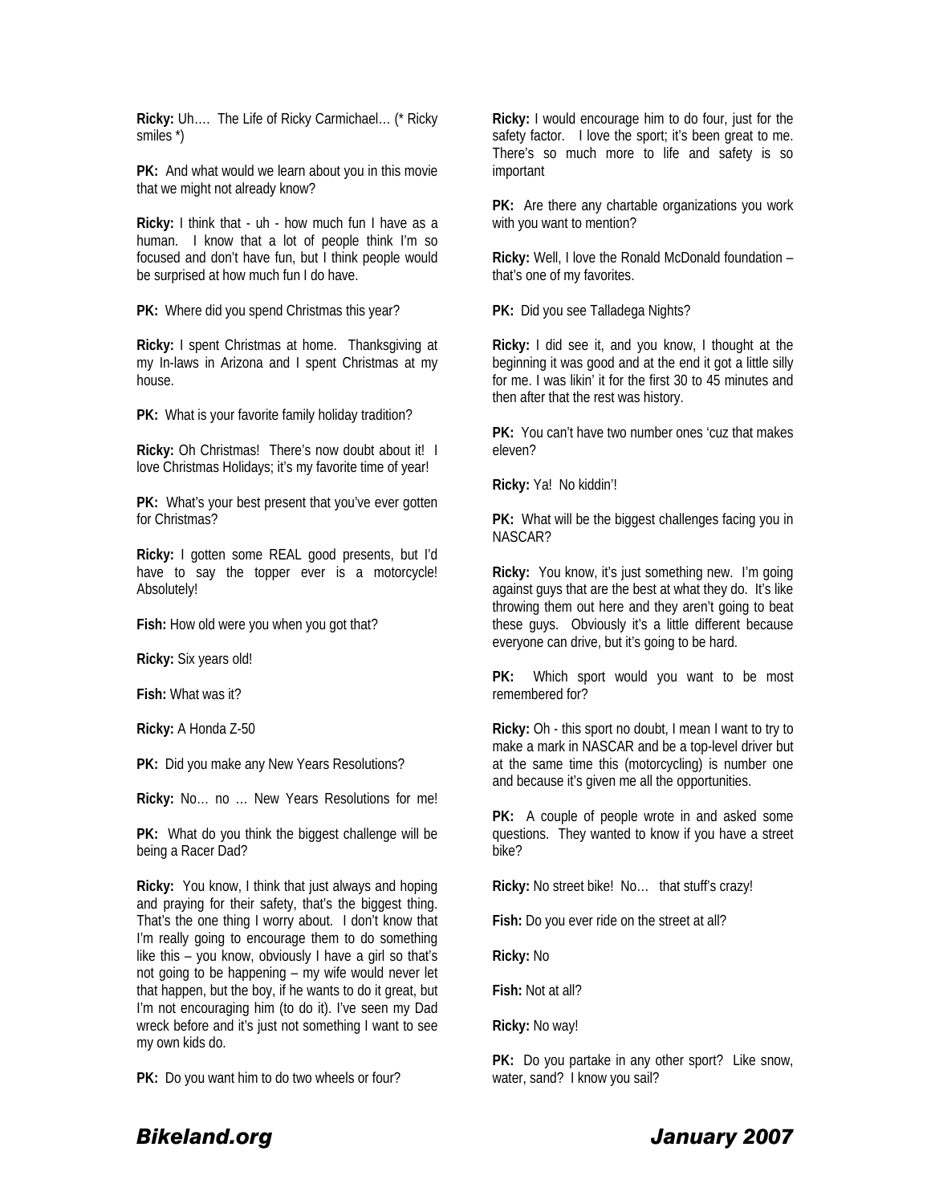**Ricky:** Uh…. The Life of Ricky Carmichael… (* Ricky smiles *)

**PK:** And what would we learn about you in this movie that we might not already know?

**Ricky:** I think that - uh - how much fun I have as a human. I know that a lot of people think I'm so focused and don't have fun, but I think people would be surprised at how much fun I do have.

**PK:** Where did you spend Christmas this year?

**Ricky:** I spent Christmas at home. Thanksgiving at my In-laws in Arizona and I spent Christmas at my house.

**PK:** What is your favorite family holiday tradition?

**Ricky:** Oh Christmas! There's now doubt about it! I love Christmas Holidays; it's my favorite time of year!

**PK:** What's your best present that you've ever gotten for Christmas?

**Ricky:** I gotten some REAL good presents, but I'd have to say the topper ever is a motorcycle! Absolutely!

**Fish:** How old were you when you got that?

**Ricky:** Six years old!

**Fish:** What was it?

**Ricky:** A Honda Z-50

**PK:** Did you make any New Years Resolutions?

**Ricky:** No… no … New Years Resolutions for me!

**PK:** What do you think the biggest challenge will be being a Racer Dad?

**Ricky:** You know, I think that just always and hoping and praying for their safety, that's the biggest thing. That's the one thing I worry about. I don't know that I'm really going to encourage them to do something like this – you know, obviously I have a girl so that's not going to be happening – my wife would never let that happen, but the boy, if he wants to do it great, but I'm not encouraging him (to do it). I've seen my Dad wreck before and it's just not something I want to see my own kids do.

**PK:** Do you want him to do two wheels or four?

**Ricky:** I would encourage him to do four, just for the safety factor. I love the sport; it's been great to me. There's so much more to life and safety is so important

**PK:** Are there any chartable organizations you work with you want to mention?

**Ricky:** Well, I love the Ronald McDonald foundation – that's one of my favorites.

**PK:** Did you see Talladega Nights?

**Ricky:** I did see it, and you know, I thought at the beginning it was good and at the end it got a little silly for me. I was likin' it for the first 30 to 45 minutes and then after that the rest was history.

**PK:** You can't have two number ones 'cuz that makes eleven?

**Ricky:** Ya! No kiddin'!

**PK:** What will be the biggest challenges facing you in NASCAR?

**Ricky:** You know, it's just something new. I'm going against guys that are the best at what they do. It's like throwing them out here and they aren't going to beat these guys. Obviously it's a little different because everyone can drive, but it's going to be hard.

**PK:** Which sport would you want to be most remembered for?

**Ricky:** Oh - this sport no doubt, I mean I want to try to make a mark in NASCAR and be a top-level driver but at the same time this (motorcycling) is number one and because it's given me all the opportunities.

**PK:** A couple of people wrote in and asked some questions. They wanted to know if you have a street bike?

**Ricky:** No street bike! No… that stuff's crazy!

**Fish:** Do you ever ride on the street at all?

**Ricky:** No

**Fish:** Not at all?

**Ricky:** No way!

**PK:** Do you partake in any other sport? Like snow, water, sand? I know you sail?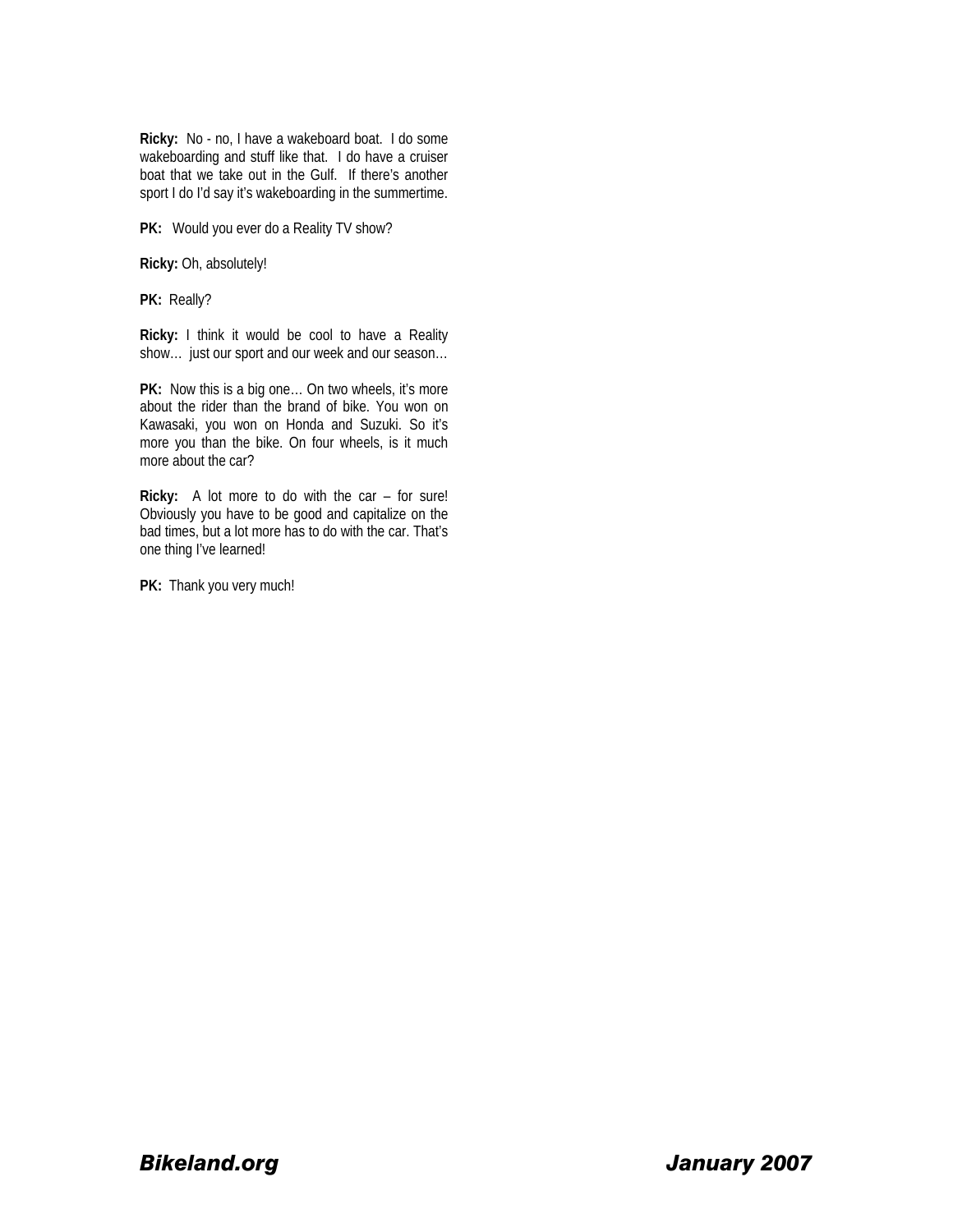**Ricky:** No - no, I have a wakeboard boat. I do some wakeboarding and stuff like that. I do have a cruiser boat that we take out in the Gulf. If there's another sport I do I'd say it's wakeboarding in the summertime.

**PK:** Would you ever do a Reality TV show?

**Ricky:** Oh, absolutely!

**PK:** Really?

**Ricky:** I think it would be cool to have a Reality show… just our sport and our week and our season…

**PK:** Now this is a big one… On two wheels, it's more about the rider than the brand of bike. You won on Kawasaki, you won on Honda and Suzuki. So it's more you than the bike. On four wheels, is it much more about the car?

**Ricky:** A lot more to do with the car – for sure! Obviously you have to be good and capitalize on the bad times, but a lot more has to do with the car. That's one thing I've learned!

**PK:** Thank you very much!